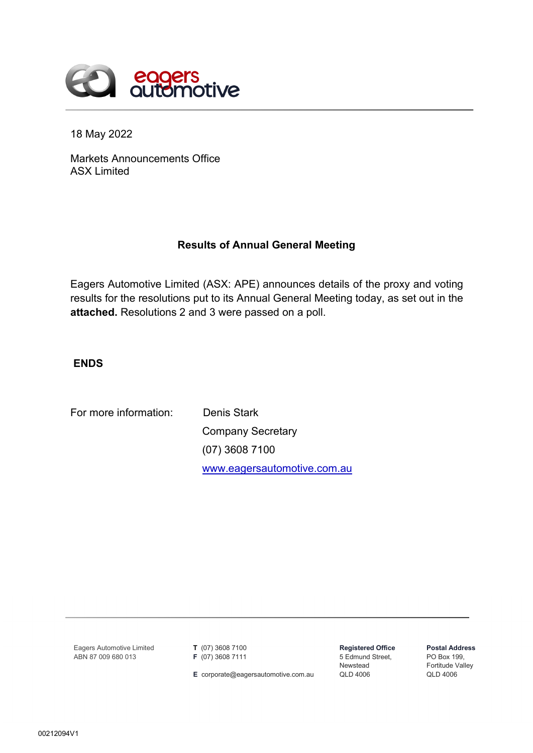18 May 2022

Markets Announcements Office
ASX Limited

## Results of Annual General Meeting

Eagers Automotive Limited (ASX: APE) announces details of the proxy and voting results for the resolutions put to its Annual General Meeting today, as set out in the **attached.** Resolutions 2 and 3 were passed on a poll.

**ENDS**

For more information: Denis Stark
Company Secretary
(07) 3608 7100
www.eagersautomotive.com.au

Eagers Automotive Limited
ABN 87 009 680 013

**T** (07) 3608 7100
**F** (07) 3608 7111

**E** corporate@eagersautomotive.com.au

**Registered Office**
5 Edmund Street,
Newstead
QLD 4006

**Postal Address**
PO Box 199,
Fortitude Valley
QLD 4006

00212094V1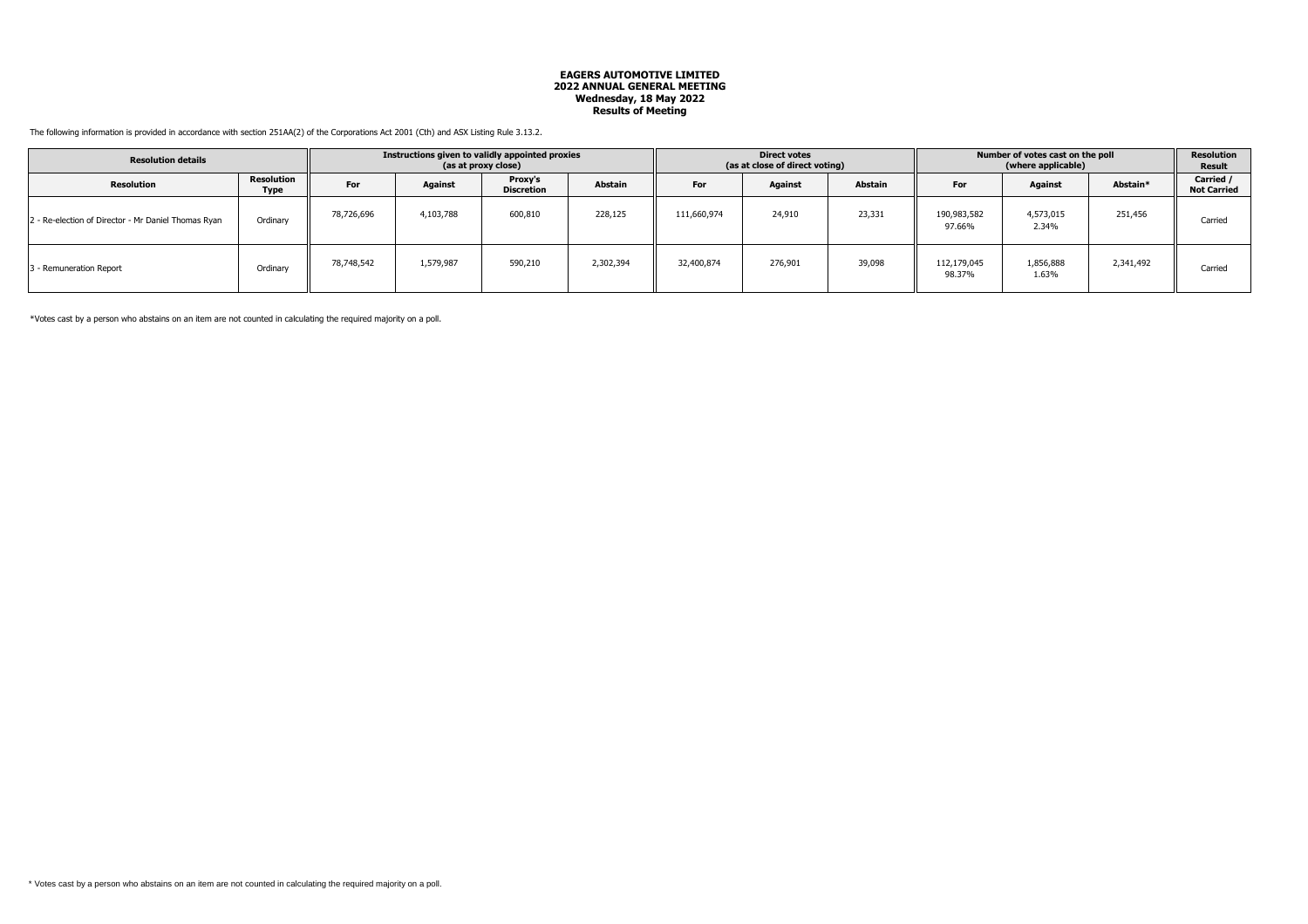**EAGERS AUTOMOTIVE LIMITED**
**2022 ANNUAL GENERAL MEETING**
**Wednesday, 18 May 2022**
**Results of Meeting**

The following information is provided in accordance with section 251AA(2) of the Corporations Act 2001 (Cth) and ASX Listing Rule 3.13.2.

| Resolution details | | Instructions given to validly appointed proxies (as at proxy close) | | | | Direct votes (as at close of direct voting) | | | Number of votes cast on the poll (where applicable) | | | Resolution Result |
|---|---|---|---|---|---|---|---|---|---|---|---|---|
| **Resolution** | **Resolution Type** | **For** | **Against** | **Proxy's Discretion** | **Abstain** | **For** | **Against** | **Abstain** | **For** | **Against** | **Abstain*** | **Carried / Not Carried** |
| 2 - Re-election of Director - Mr Daniel Thomas Ryan | Ordinary | 78,726,696 | 4,103,788 | 600,810 | 228,125 | 111,660,974 | 24,910 | 23,331 | 190,983,582 97.66% | 4,573,015 2.34% | 251,456 | Carried |
| 3 - Remuneration Report | Ordinary | 78,748,542 | 1,579,987 | 590,210 | 2,302,394 | 32,400,874 | 276,901 | 39,098 | 112,179,045 98.37% | 1,856,888 1.63% | 2,341,492 | Carried |

*Votes cast by a person who abstains on an item are not counted in calculating the required majority on a poll.